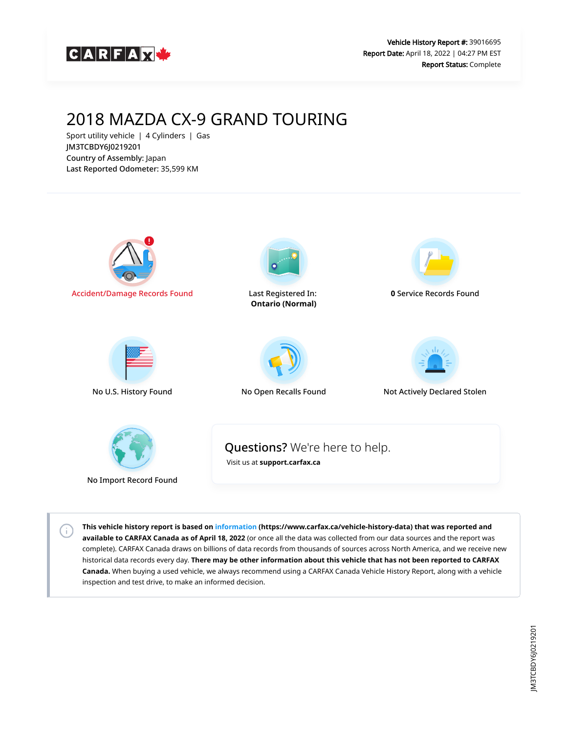CARFAX

**Vehicle History Report #:** 39016695
**Report Date:** April 18, 2022 | 04:27 PM EST
**Report Status:** Complete

# 2018 MAZDA CX-9 GRAND TOURING

Sport utility vehicle | 4 Cylinders | Gas
JM3TCBDY6J0219201
**Country of Assembly:** Japan
**Last Reported Odometer:** 35,599 KM

Accident/Damage Records Found

Last Registered In:
**Ontario (Normal)**

**0** Service Records Found

No U.S. History Found

No Open Recalls Found

Not Actively Declared Stolen

No Import Record Found

**Questions?** We're here to help.
Visit us at **support.carfax.ca**

**This vehicle history report is based on information (https://www.carfax.ca/vehicle-history-data) that was reported and available to CARFAX Canada as of April 18, 2022** (or once all the data was collected from our data sources and the report was complete). CARFAX Canada draws on billions of data records from thousands of sources across North America, and we receive new historical data records every day. **There may be other information about this vehicle that has not been reported to CARFAX Canada.** When buying a used vehicle, we always recommend using a CARFAX Canada Vehicle History Report, along with a vehicle inspection and test drive, to make an informed decision.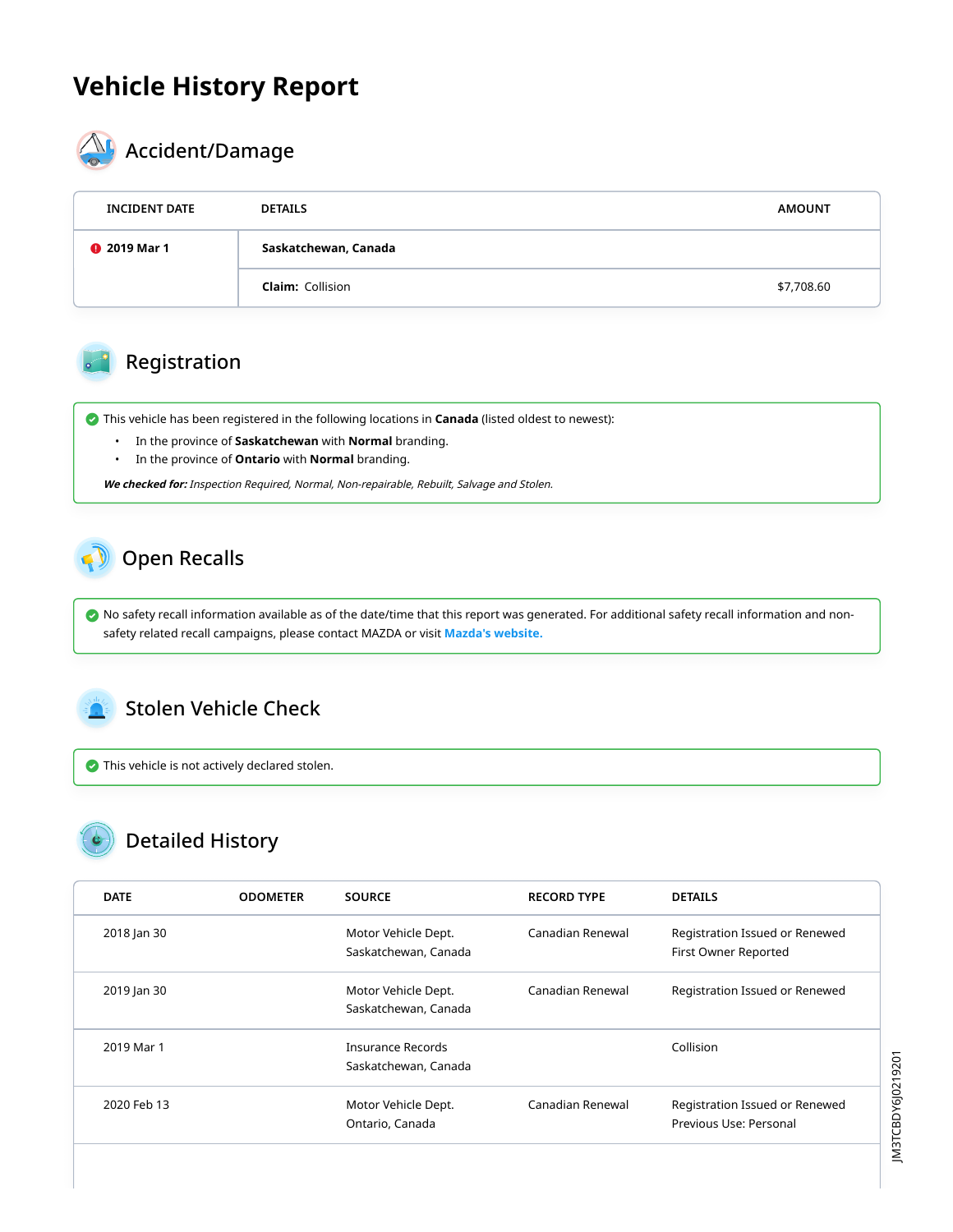# Vehicle History Report

## Accident/Damage

| INCIDENT DATE | DETAILS | AMOUNT |
|---|---|---|
| 2019 Mar 1 | **Saskatchewan, Canada** | |
| | **Claim:** Collision | $7,708.60 |

## Registration

This vehicle has been registered in the following locations in **Canada** (listed oldest to newest):

- In the province of **Saskatchewan** with **Normal** branding.
- In the province of **Ontario** with **Normal** branding.

***We checked for:*** *Inspection Required, Normal, Non-repairable, Rebuilt, Salvage and Stolen.*

## Open Recalls

No safety recall information available as of the date/time that this report was generated. For additional safety recall information and non-safety related recall campaigns, please contact MAZDA or visit **Mazda's website.**

## Stolen Vehicle Check

This vehicle is not actively declared stolen.

## Detailed History

| DATE | ODOMETER | SOURCE | RECORD TYPE | DETAILS |
|---|---|---|---|---|
| 2018 Jan 30 | | Motor Vehicle Dept.<br>Saskatchewan, Canada | Canadian Renewal | Registration Issued or Renewed<br>First Owner Reported |
| 2019 Jan 30 | | Motor Vehicle Dept.<br>Saskatchewan, Canada | Canadian Renewal | Registration Issued or Renewed |
| 2019 Mar 1 | | Insurance Records<br>Saskatchewan, Canada | | Collision |
| 2020 Feb 13 | | Motor Vehicle Dept.<br>Ontario, Canada | Canadian Renewal | Registration Issued or Renewed<br>Previous Use: Personal |

JM3TCBDY6J0219201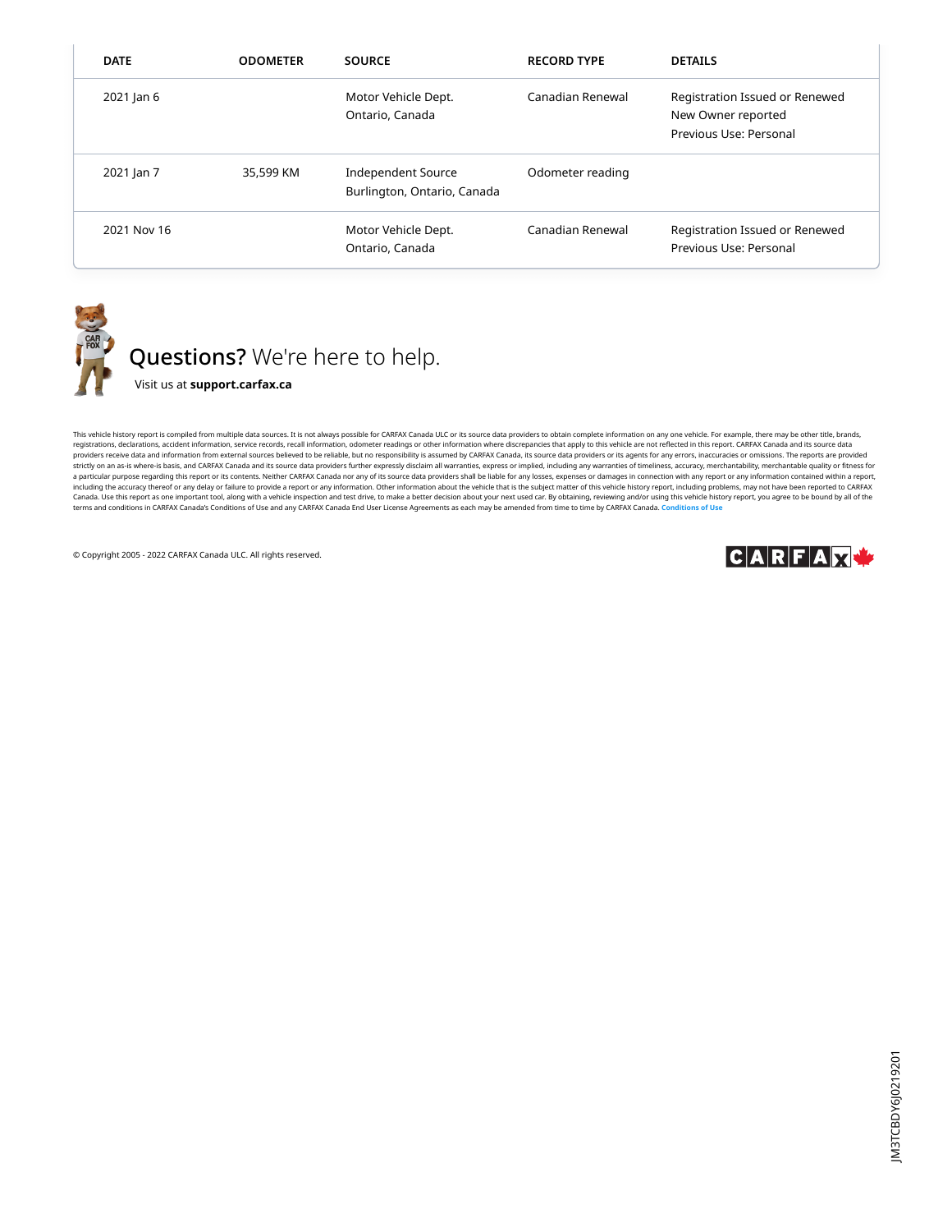| DATE | ODOMETER | SOURCE | RECORD TYPE | DETAILS |
|---|---|---|---|---|
| 2021 Jan 6 | | Motor Vehicle Dept.<br>Ontario, Canada | Canadian Renewal | Registration Issued or Renewed<br>New Owner reported<br>Previous Use: Personal |
| 2021 Jan 7 | 35,599 KM | Independent Source<br>Burlington, Ontario, Canada | Odometer reading | |
| 2021 Nov 16 | | Motor Vehicle Dept.<br>Ontario, Canada | Canadian Renewal | Registration Issued or Renewed<br>Previous Use: Personal |

## **Questions?** We're here to help.

Visit us at **support.carfax.ca**

This vehicle history report is compiled from multiple data sources. It is not always possible for CARFAX Canada ULC or its source data providers to obtain complete information on any one vehicle. For example, there may be other title, brands, registrations, declarations, accident information, service records, recall information, odometer readings or other information where discrepancies that apply to this vehicle are not reflected in this report. CARFAX Canada and its source data providers receive data and information from external sources believed to be reliable, but no responsibility is assumed by CARFAX Canada, its source data providers or its agents for any errors, inaccuracies or omissions. The reports are provided strictly on an as-is where-is basis, and CARFAX Canada and its source data providers further expressly disclaim all warranties, express or implied, including any warranties of timeliness, accuracy, merchantability, merchantable quality or fitness for a particular purpose regarding this report or its contents. Neither CARFAX Canada nor any of its source data providers shall be liable for any losses, expenses or damages in connection with any report or any information contained within a report, including the accuracy thereof or any delay or failure to provide a report or any information. Other information about the vehicle that is the subject matter of this vehicle history report, including problems, may not have been reported to CARFAX Canada. Use this report as one important tool, along with a vehicle inspection and test drive, to make a better decision about your next used car. By obtaining, reviewing and/or using this vehicle history report, you agree to be bound by all of the terms and conditions in CARFAX Canada's Conditions of Use and any CARFAX Canada End User License Agreements as each may be amended from time to time by CARFAX Canada. Conditions of Use

© Copyright 2005 - 2022 CARFAX Canada ULC. All rights reserved.

CARFAX

JM3TCBDY6J0219201